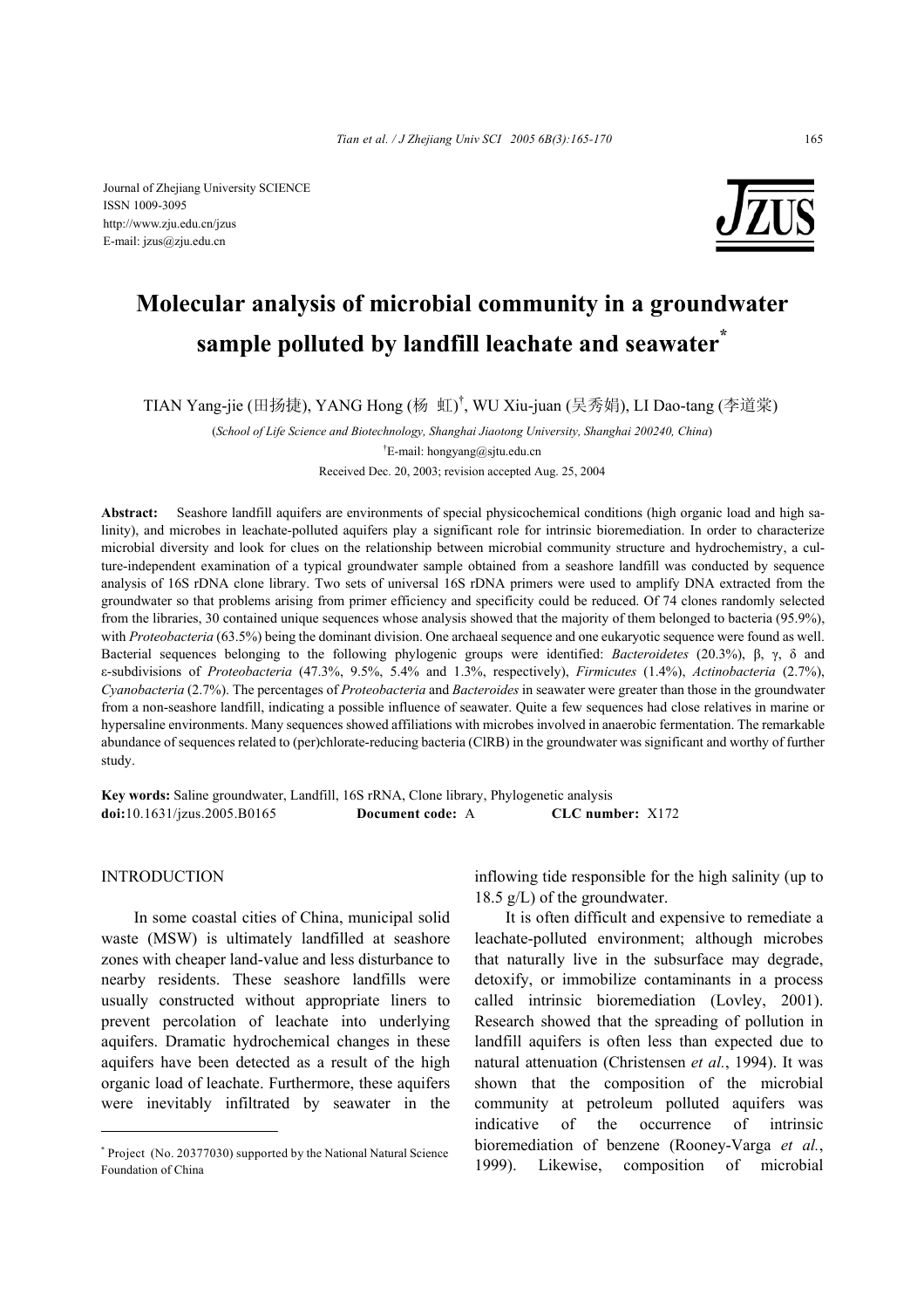Journal of Zhejiang University SCIENCE
ISSN 1009-3095
http://www.zju.edu.cn/jzus
E-mail: jzus@zju.edu.cn

# Molecular analysis of microbial community in a groundwater sample polluted by landfill leachate and seawater*

TIAN Yang-jie (田扬捷), YANG Hong (杨 虹)[†], WU Xiu-juan (吴秀娟), LI Dao-tang (李道棠)

(*School of Life Science and Biotechnology, Shanghai Jiaotong University, Shanghai 200240, China*)

[†]E-mail: hongyang@sjtu.edu.cn

Received Dec. 20, 2003; revision accepted Aug. 25, 2004

**Abstract:** Seashore landfill aquifers are environments of special physicochemical conditions (high organic load and high salinity), and microbes in leachate-polluted aquifers play a significant role for intrinsic bioremediation. In order to characterize microbial diversity and look for clues on the relationship between microbial community structure and hydrochemistry, a culture-independent examination of a typical groundwater sample obtained from a seashore landfill was conducted by sequence analysis of 16S rDNA clone library. Two sets of universal 16S rDNA primers were used to amplify DNA extracted from the groundwater so that problems arising from primer efficiency and specificity could be reduced. Of 74 clones randomly selected from the libraries, 30 contained unique sequences whose analysis showed that the majority of them belonged to bacteria (95.9%), with *Proteobacteria* (63.5%) being the dominant division. One archaeal sequence and one eukaryotic sequence were found as well. Bacterial sequences belonging to the following phylogenic groups were identified: *Bacteroidetes* (20.3%), β, γ, δ and ε-subdivisions of *Proteobacteria* (47.3%, 9.5%, 5.4% and 1.3%, respectively), *Firmicutes* (1.4%), *Actinobacteria* (2.7%), *Cyanobacteria* (2.7%). The percentages of *Proteobacteria* and *Bacteroides* in seawater were greater than those in the groundwater from a non-seashore landfill, indicating a possible influence of seawater. Quite a few sequences had close relatives in marine or hypersaline environments. Many sequences showed affiliations with microbes involved in anaerobic fermentation. The remarkable abundance of sequences related to (per)chlorate-reducing bacteria (ClRB) in the groundwater was significant and worthy of further study.

**Key words:** Saline groundwater, Landfill, 16S rRNA, Clone library, Phylogenetic analysis

**doi:**10.1631/jzus.2005.B0165 **Document code:** A **CLC number:** X172

## INTRODUCTION

In some coastal cities of China, municipal solid waste (MSW) is ultimately landfilled at seashore zones with cheaper land-value and less disturbance to nearby residents. These seashore landfills were usually constructed without appropriate liners to prevent percolation of leachate into underlying aquifers. Dramatic hydrochemical changes in these aquifers have been detected as a result of the high organic load of leachate. Furthermore, these aquifers were inevitably infiltrated by seawater in the inflowing tide responsible for the high salinity (up to 18.5 g/L) of the groundwater.

It is often difficult and expensive to remediate a leachate-polluted environment; although microbes that naturally live in the subsurface may degrade, detoxify, or immobilize contaminants in a process called intrinsic bioremediation (Lovley, 2001). Research showed that the spreading of pollution in landfill aquifers is often less than expected due to natural attenuation (Christensen *et al.*, 1994). It was shown that the composition of the microbial community at petroleum polluted aquifers was indicative of the occurrence of intrinsic bioremediation of benzene (Rooney-Varga *et al.*, 1999). Likewise, composition of microbial

---

* Project (No. 20377030) supported by the National Natural Science Foundation of China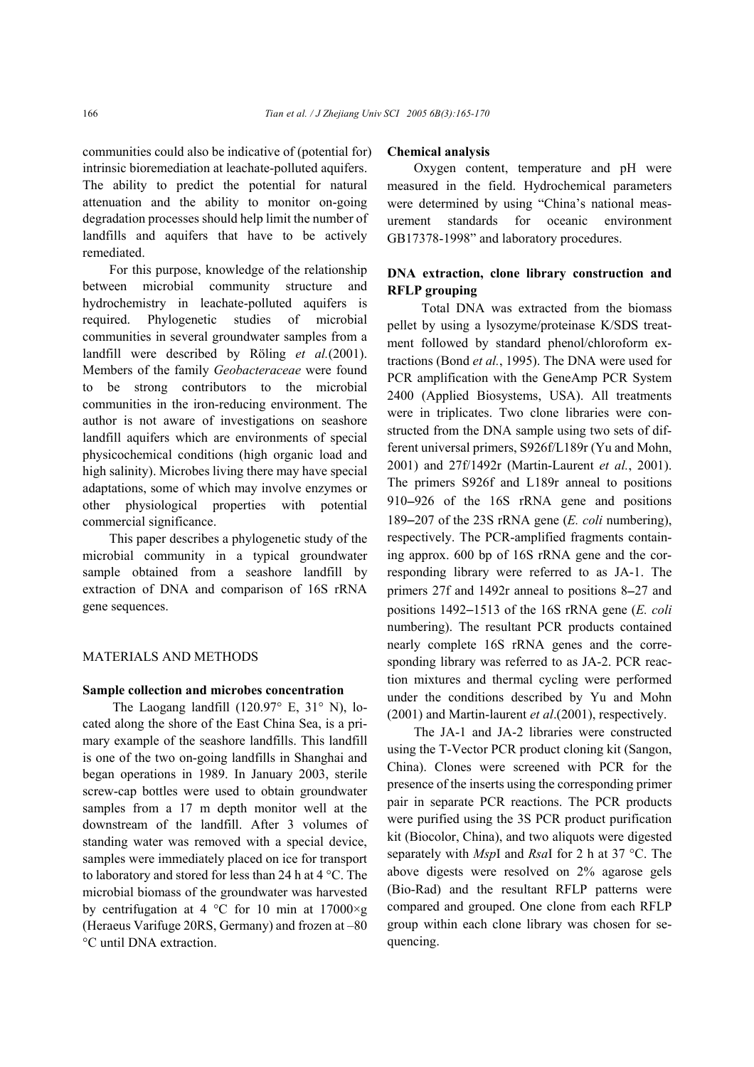communities could also be indicative of (potential for) intrinsic bioremediation at leachate-polluted aquifers. The ability to predict the potential for natural attenuation and the ability to monitor on-going degradation processes should help limit the number of landfills and aquifers that have to be actively remediated.

For this purpose, knowledge of the relationship between microbial community structure and hydrochemistry in leachate-polluted aquifers is required. Phylogenetic studies of microbial communities in several groundwater samples from a landfill were described by Röling *et al.*(2001). Members of the family *Geobacteraceae* were found to be strong contributors to the microbial communities in the iron-reducing environment. The author is not aware of investigations on seashore landfill aquifers which are environments of special physicochemical conditions (high organic load and high salinity). Microbes living there may have special adaptations, some of which may involve enzymes or other physiological properties with potential commercial significance.

This paper describes a phylogenetic study of the microbial community in a typical groundwater sample obtained from a seashore landfill by extraction of DNA and comparison of 16S rRNA gene sequences.

## MATERIALS AND METHODS

### Sample collection and microbes concentration

The Laogang landfill (120.97° E, 31° N), located along the shore of the East China Sea, is a primary example of the seashore landfills. This landfill is one of the two on-going landfills in Shanghai and began operations in 1989. In January 2003, sterile screw-cap bottles were used to obtain groundwater samples from a 17 m depth monitor well at the downstream of the landfill. After 3 volumes of standing water was removed with a special device, samples were immediately placed on ice for transport to laboratory and stored for less than 24 h at 4 °C. The microbial biomass of the groundwater was harvested by centrifugation at 4 °C for 10 min at 17000×g (Heraeus Varifuge 20RS, Germany) and frozen at –80 °C until DNA extraction.

### Chemical analysis

Oxygen content, temperature and pH were measured in the field. Hydrochemical parameters were determined by using "China's national measurement standards for oceanic environment GB17378-1998" and laboratory procedures.

### DNA extraction, clone library construction and RFLP grouping

Total DNA was extracted from the biomass pellet by using a lysozyme/proteinase K/SDS treatment followed by standard phenol/chloroform extractions (Bond *et al.*, 1995). The DNA were used for PCR amplification with the GeneAmp PCR System 2400 (Applied Biosystems, USA). All treatments were in triplicates. Two clone libraries were constructed from the DNA sample using two sets of different universal primers, S926f/L189r (Yu and Mohn, 2001) and 27f/1492r (Martin-Laurent *et al.*, 2001). The primers S926f and L189r anneal to positions 910–926 of the 16S rRNA gene and positions 189–207 of the 23S rRNA gene (*E. coli* numbering), respectively. The PCR-amplified fragments containing approx. 600 bp of 16S rRNA gene and the corresponding library were referred to as JA-1. The primers 27f and 1492r anneal to positions 8–27 and positions 1492–1513 of the 16S rRNA gene (*E. coli* numbering). The resultant PCR products contained nearly complete 16S rRNA genes and the corresponding library was referred to as JA-2. PCR reaction mixtures and thermal cycling were performed under the conditions described by Yu and Mohn (2001) and Martin-laurent *et al*.(2001), respectively.

The JA-1 and JA-2 libraries were constructed using the T-Vector PCR product cloning kit (Sangon, China). Clones were screened with PCR for the presence of the inserts using the corresponding primer pair in separate PCR reactions. The PCR products were purified using the 3S PCR product purification kit (Biocolor, China), and two aliquots were digested separately with *Msp*I and *Rsa*I for 2 h at 37 °C. The above digests were resolved on 2% agarose gels (Bio-Rad) and the resultant RFLP patterns were compared and grouped. One clone from each RFLP group within each clone library was chosen for sequencing.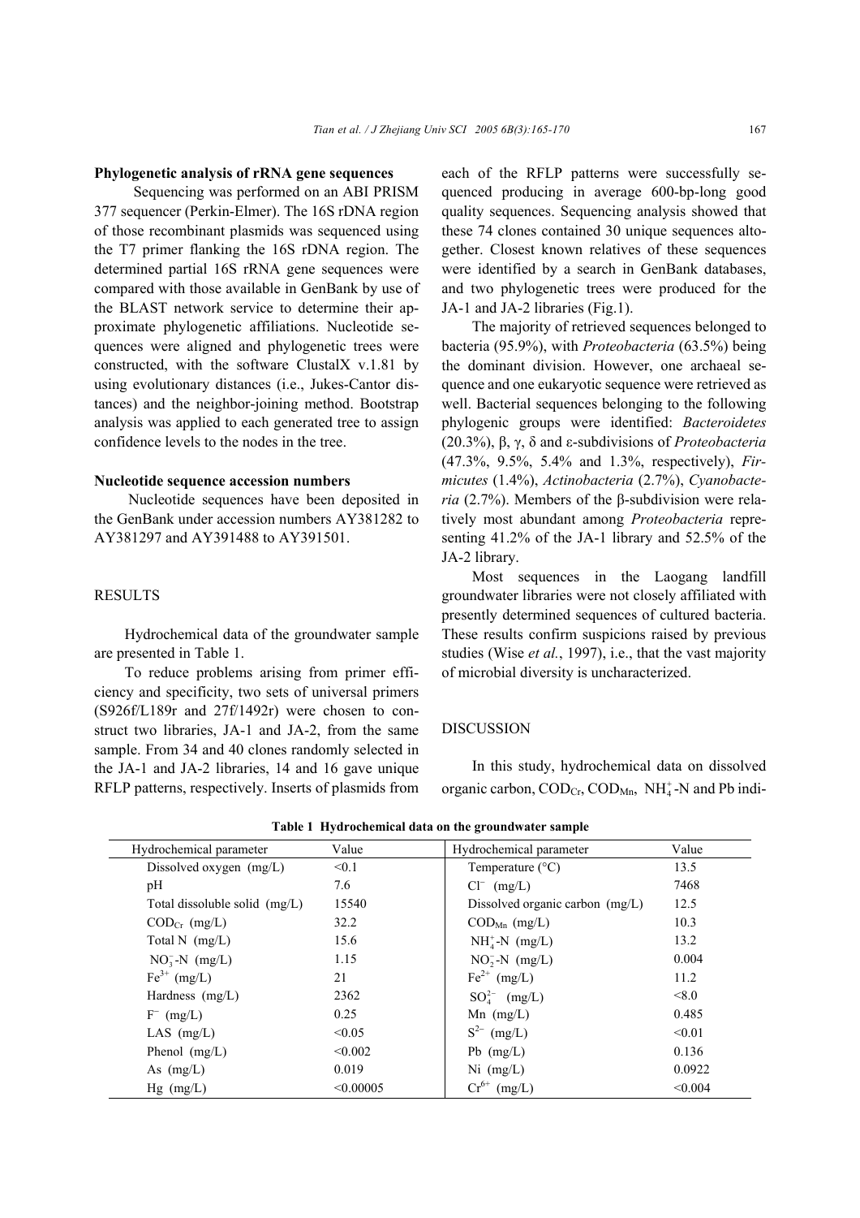### Phylogenetic analysis of rRNA gene sequences

Sequencing was performed on an ABI PRISM 377 sequencer (Perkin-Elmer). The 16S rDNA region of those recombinant plasmids was sequenced using the T7 primer flanking the 16S rDNA region. The determined partial 16S rRNA gene sequences were compared with those available in GenBank by use of the BLAST network service to determine their approximate phylogenetic affiliations. Nucleotide sequences were aligned and phylogenetic trees were constructed, with the software ClustalX v.1.81 by using evolutionary distances (i.e., Jukes-Cantor distances) and the neighbor-joining method. Bootstrap analysis was applied to each generated tree to assign confidence levels to the nodes in the tree.

### Nucleotide sequence accession numbers

Nucleotide sequences have been deposited in the GenBank under accession numbers AY381282 to AY381297 and AY391488 to AY391501.

## RESULTS

Hydrochemical data of the groundwater sample are presented in Table 1.

To reduce problems arising from primer efficiency and specificity, two sets of universal primers (S926f/L189r and 27f/1492r) were chosen to construct two libraries, JA-1 and JA-2, from the same sample. From 34 and 40 clones randomly selected in the JA-1 and JA-2 libraries, 14 and 16 gave unique RFLP patterns, respectively. Inserts of plasmids from each of the RFLP patterns were successfully sequenced producing in average 600-bp-long good quality sequences. Sequencing analysis showed that these 74 clones contained 30 unique sequences altogether. Closest known relatives of these sequences were identified by a search in GenBank databases, and two phylogenetic trees were produced for the JA-1 and JA-2 libraries (Fig.1).

The majority of retrieved sequences belonged to bacteria (95.9%), with *Proteobacteria* (63.5%) being the dominant division. However, one archaeal sequence and one eukaryotic sequence were retrieved as well. Bacterial sequences belonging to the following phylogenic groups were identified: *Bacteroidetes* (20.3%), β, γ, δ and ε-subdivisions of *Proteobacteria* (47.3%, 9.5%, 5.4% and 1.3%, respectively), *Firmicutes* (1.4%), *Actinobacteria* (2.7%), *Cyanobacteria* (2.7%). Members of the β-subdivision were relatively most abundant among *Proteobacteria* representing 41.2% of the JA-1 library and 52.5% of the JA-2 library.

Most sequences in the Laogang landfill groundwater libraries were not closely affiliated with presently determined sequences of cultured bacteria. These results confirm suspicions raised by previous studies (Wise *et al.*, 1997), i.e., that the vast majority of microbial diversity is uncharacterized.

## DISCUSSION

In this study, hydrochemical data on dissolved organic carbon, $COD_{Cr}$, $COD_{Mn}$, $NH_4^+$-N and Pb indi-

**Table 1 Hydrochemical data on the groundwater sample**

| Hydrochemical parameter | Value | Hydrochemical parameter | Value |
|---|---|---|---|
| Dissolved oxygen (mg/L) | <0.1 | Temperature (°C) | 13.5 |
| pH | 7.6 | $Cl^-$ (mg/L) | 7468 |
| Total dissoluble solid (mg/L) | 15540 | Dissolved organic carbon (mg/L) | 12.5 |
| $COD_{Cr}$ (mg/L) | 32.2 | $COD_{Mn}$ (mg/L) | 10.3 |
| Total N (mg/L) | 15.6 | $NH_4^+$-N (mg/L) | 13.2 |
| $NO_3^-$-N (mg/L) | 1.15 | $NO_2^-$-N (mg/L) | 0.004 |
| $Fe^{3+}$ (mg/L) | 21 | $Fe^{2+}$ (mg/L) | 11.2 |
| Hardness (mg/L) | 2362 | $SO_4^{2-}$ (mg/L) | <8.0 |
| $F^-$ (mg/L) | 0.25 | Mn (mg/L) | 0.485 |
| LAS (mg/L) | <0.05 | $S^{2-}$ (mg/L) | <0.01 |
| Phenol (mg/L) | <0.002 | Pb (mg/L) | 0.136 |
| As (mg/L) | 0.019 | Ni (mg/L) | 0.0922 |
| Hg (mg/L) | <0.00005 | $Cr^{6+}$ (mg/L) | <0.004 |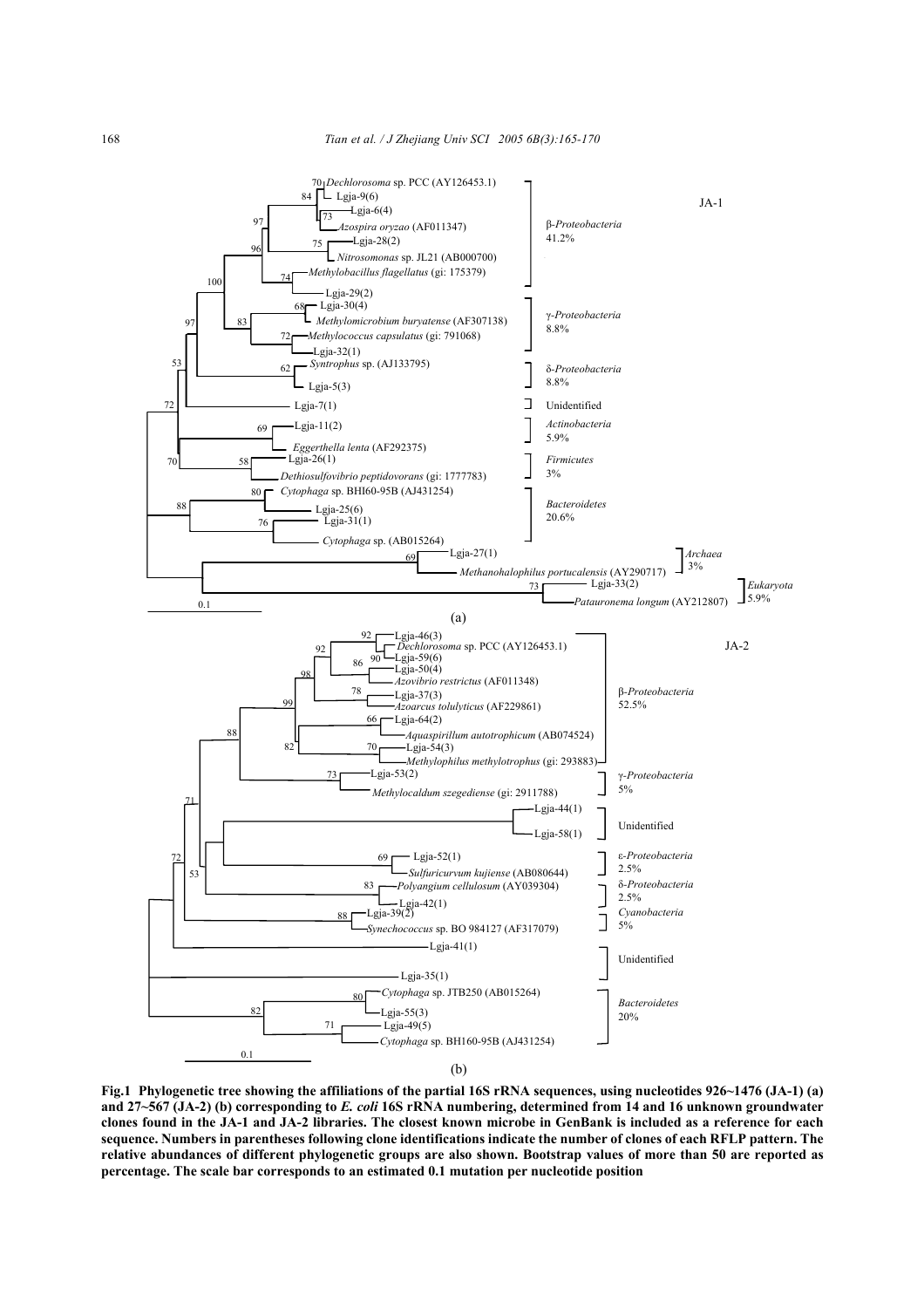**Fig.1 Phylogenetic tree showing the affiliations of the partial 16S rRNA sequences, using nucleotides 926~1476 (JA-1) (a) and 27~567 (JA-2) (b) corresponding to *E. coli* 16S rRNA numbering, determined from 14 and 16 unknown groundwater clones found in the JA-1 and JA-2 libraries. The closest known microbe in GenBank is included as a reference for each sequence. Numbers in parentheses following clone identifications indicate the number of clones of each RFLP pattern. The relative abundances of different phylogenetic groups are also shown. Bootstrap values of more than 50 are reported as percentage. The scale bar corresponds to an estimated 0.1 mutation per nucleotide position**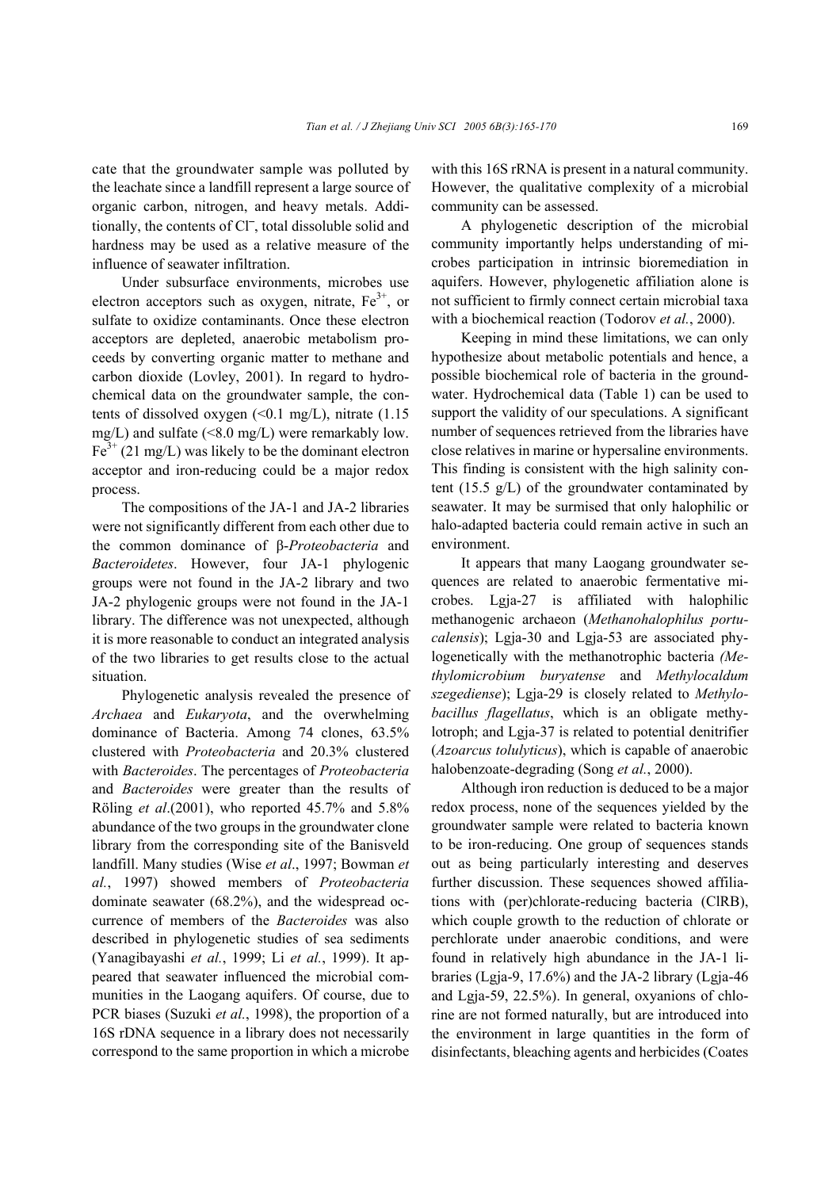cate that the groundwater sample was polluted by the leachate since a landfill represent a large source of organic carbon, nitrogen, and heavy metals. Additionally, the contents of $Cl^-$, total dissoluble solid and hardness may be used as a relative measure of the influence of seawater infiltration.

Under subsurface environments, microbes use electron acceptors such as oxygen, nitrate, $Fe^{3+}$, or sulfate to oxidize contaminants. Once these electron acceptors are depleted, anaerobic metabolism proceeds by converting organic matter to methane and carbon dioxide (Lovley, 2001). In regard to hydrochemical data on the groundwater sample, the contents of dissolved oxygen (<0.1 mg/L), nitrate (1.15 mg/L) and sulfate (<8.0 mg/L) were remarkably low. $Fe^{3+}$ (21 mg/L) was likely to be the dominant electron acceptor and iron-reducing could be a major redox process.

The compositions of the JA-1 and JA-2 libraries were not significantly different from each other due to the common dominance of β-*Proteobacteria* and *Bacteroidetes*. However, four JA-1 phylogenic groups were not found in the JA-2 library and two JA-2 phylogenic groups were not found in the JA-1 library. The difference was not unexpected, although it is more reasonable to conduct an integrated analysis of the two libraries to get results close to the actual situation.

Phylogenetic analysis revealed the presence of *Archaea* and *Eukaryota*, and the overwhelming dominance of Bacteria. Among 74 clones, 63.5% clustered with *Proteobacteria* and 20.3% clustered with *Bacteroides*. The percentages of *Proteobacteria* and *Bacteroides* were greater than the results of Röling *et al*.(2001), who reported 45.7% and 5.8% abundance of the two groups in the groundwater clone library from the corresponding site of the Banisveld landfill. Many studies (Wise *et al*., 1997; Bowman *et al.*, 1997) showed members of *Proteobacteria* dominate seawater (68.2%), and the widespread occurrence of members of the *Bacteroides* was also described in phylogenetic studies of sea sediments (Yanagibayashi *et al.*, 1999; Li *et al.*, 1999). It appeared that seawater influenced the microbial communities in the Laogang aquifers. Of course, due to PCR biases (Suzuki *et al.*, 1998), the proportion of a 16S rDNA sequence in a library does not necessarily correspond to the same proportion in which a microbe with this 16S rRNA is present in a natural community. However, the qualitative complexity of a microbial community can be assessed.

A phylogenetic description of the microbial community importantly helps understanding of microbes participation in intrinsic bioremediation in aquifers. However, phylogenetic affiliation alone is not sufficient to firmly connect certain microbial taxa with a biochemical reaction (Todorov *et al.*, 2000).

Keeping in mind these limitations, we can only hypothesize about metabolic potentials and hence, a possible biochemical role of bacteria in the groundwater. Hydrochemical data (Table 1) can be used to support the validity of our speculations. A significant number of sequences retrieved from the libraries have close relatives in marine or hypersaline environments. This finding is consistent with the high salinity content (15.5 g/L) of the groundwater contaminated by seawater. It may be surmised that only halophilic or halo-adapted bacteria could remain active in such an environment.

It appears that many Laogang groundwater sequences are related to anaerobic fermentative microbes. Lgja-27 is affiliated with halophilic methanogenic archaeon (*Methanohalophilus portucalensis*); Lgja-30 and Lgja-53 are associated phylogenetically with the methanotrophic bacteria (*Methylomicrobium buryatense* and *Methylocaldum szegediense*); Lgja-29 is closely related to *Methylobacillus flagellatus*, which is an obligate methylotroph; and Lgja-37 is related to potential denitrifier (*Azoarcus tolulyticus*), which is capable of anaerobic halobenzoate-degrading (Song *et al.*, 2000).

Although iron reduction is deduced to be a major redox process, none of the sequences yielded by the groundwater sample were related to bacteria known to be iron-reducing. One group of sequences stands out as being particularly interesting and deserves further discussion. These sequences showed affiliations with (per)chlorate-reducing bacteria (ClRB), which couple growth to the reduction of chlorate or perchlorate under anaerobic conditions, and were found in relatively high abundance in the JA-1 libraries (Lgja-9, 17.6%) and the JA-2 library (Lgja-46 and Lgja-59, 22.5%). In general, oxyanions of chlorine are not formed naturally, but are introduced into the environment in large quantities in the form of disinfectants, bleaching agents and herbicides (Coates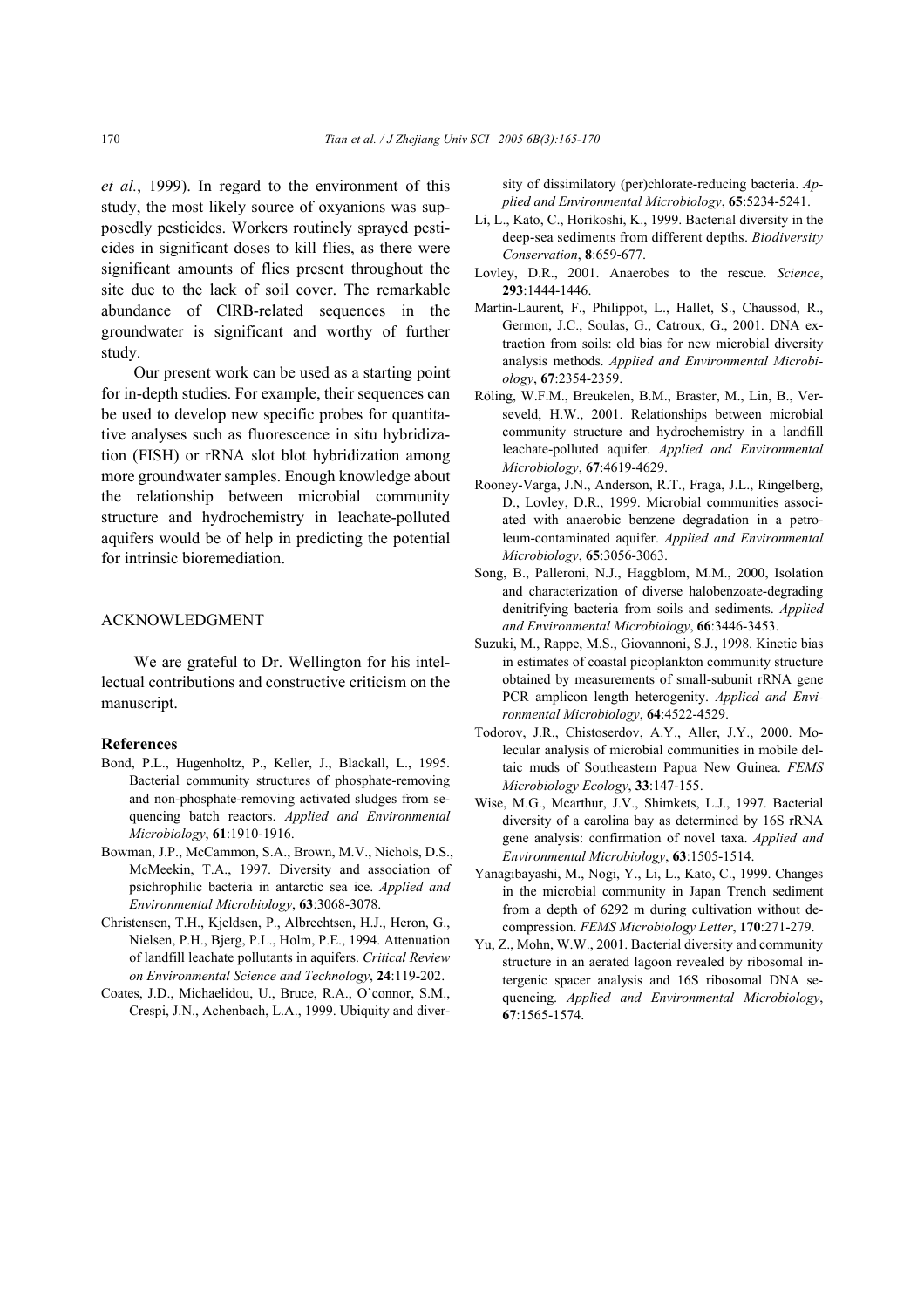*et al.*, 1999). In regard to the environment of this study, the most likely source of oxyanions was supposedly pesticides. Workers routinely sprayed pesticides in significant doses to kill flies, as there were significant amounts of flies present throughout the site due to the lack of soil cover. The remarkable abundance of ClRB-related sequences in the groundwater is significant and worthy of further study.

Our present work can be used as a starting point for in-depth studies. For example, their sequences can be used to develop new specific probes for quantitative analyses such as fluorescence in situ hybridization (FISH) or rRNA slot blot hybridization among more groundwater samples. Enough knowledge about the relationship between microbial community structure and hydrochemistry in leachate-polluted aquifers would be of help in predicting the potential for intrinsic bioremediation.

## ACKNOWLEDGMENT

We are grateful to Dr. Wellington for his intellectual contributions and constructive criticism on the manuscript.

## References

Bond, P.L., Hugenholtz, P., Keller, J., Blackall, L., 1995. Bacterial community structures of phosphate-removing and non-phosphate-removing activated sludges from sequencing batch reactors. *Applied and Environmental Microbiology*, **61**:1910-1916.

Bowman, J.P., McCammon, S.A., Brown, M.V., Nichols, D.S., McMeekin, T.A., 1997. Diversity and association of psichrophilic bacteria in antarctic sea ice. *Applied and Environmental Microbiology*, **63**:3068-3078.

Christensen, T.H., Kjeldsen, P., Albrechtsen, H.J., Heron, G., Nielsen, P.H., Bjerg, P.L., Holm, P.E., 1994. Attenuation of landfill leachate pollutants in aquifers. *Critical Review on Environmental Science and Technology*, **24**:119-202.

Coates, J.D., Michaelidou, U., Bruce, R.A., O'connor, S.M., Crespi, J.N., Achenbach, L.A., 1999. Ubiquity and diversity of dissimilatory (per)chlorate-reducing bacteria. *Applied and Environmental Microbiology*, **65**:5234-5241.

Li, L., Kato, C., Horikoshi, K., 1999. Bacterial diversity in the deep-sea sediments from different depths. *Biodiversity Conservation*, **8**:659-677.

Lovley, D.R., 2001. Anaerobes to the rescue. *Science*, **293**:1444-1446.

Martin-Laurent, F., Philippot, L., Hallet, S., Chaussod, R., Germon, J.C., Soulas, G., Catroux, G., 2001. DNA extraction from soils: old bias for new microbial diversity analysis methods. *Applied and Environmental Microbiology*, **67**:2354-2359.

Röling, W.F.M., Breukelen, B.M., Braster, M., Lin, B., Verseveld, H.W., 2001. Relationships between microbial community structure and hydrochemistry in a landfill leachate-polluted aquifer. *Applied and Environmental Microbiology*, **67**:4619-4629.

Rooney-Varga, J.N., Anderson, R.T., Fraga, J.L., Ringelberg, D., Lovley, D.R., 1999. Microbial communities associated with anaerobic benzene degradation in a petroleum-contaminated aquifer. *Applied and Environmental Microbiology*, **65**:3056-3063.

Song, B., Palleroni, N.J., Haggblom, M.M., 2000, Isolation and characterization of diverse halobenzoate-degrading denitrifying bacteria from soils and sediments. *Applied and Environmental Microbiology*, **66**:3446-3453.

Suzuki, M., Rappe, M.S., Giovannoni, S.J., 1998. Kinetic bias in estimates of coastal picoplankton community structure obtained by measurements of small-subunit rRNA gene PCR amplicon length heterogenity. *Applied and Environmental Microbiology*, **64**:4522-4529.

Todorov, J.R., Chistoserdov, A.Y., Aller, J.Y., 2000. Molecular analysis of microbial communities in mobile deltaic muds of Southeastern Papua New Guinea. *FEMS Microbiology Ecology*, **33**:147-155.

Wise, M.G., Mcarthur, J.V., Shimkets, L.J., 1997. Bacterial diversity of a carolina bay as determined by 16S rRNA gene analysis: confirmation of novel taxa. *Applied and Environmental Microbiology*, **63**:1505-1514.

Yanagibayashi, M., Nogi, Y., Li, L., Kato, C., 1999. Changes in the microbial community in Japan Trench sediment from a depth of 6292 m during cultivation without decompression. *FEMS Microbiology Letter*, **170**:271-279.

Yu, Z., Mohn, W.W., 2001. Bacterial diversity and community structure in an aerated lagoon revealed by ribosomal intergenic spacer analysis and 16S ribosomal DNA sequencing. *Applied and Environmental Microbiology*, **67**:1565-1574.